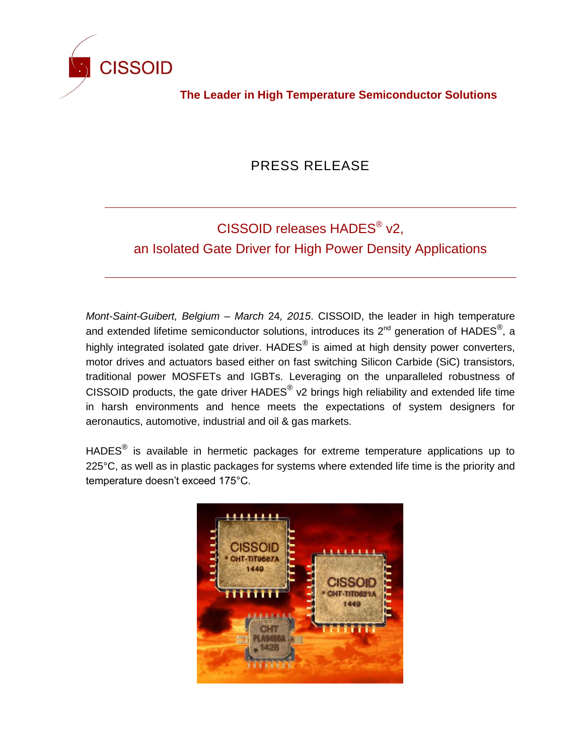CISSOID

**The Leader in High Temperature Semiconductor Solutions**

PRESS RELEASE

---

## CISSOID releases HADES® v2, an Isolated Gate Driver for High Power Density Applications

---

*Mont-Saint-Guibert, Belgium – March* 24*, 2015*. CISSOID, the leader in high temperature and extended lifetime semiconductor solutions, introduces its 2nd generation of HADES®, a highly integrated isolated gate driver. HADES® is aimed at high density power converters, motor drives and actuators based either on fast switching Silicon Carbide (SiC) transistors, traditional power MOSFETs and IGBTs. Leveraging on the unparalleled robustness of CISSOID products, the gate driver HADES® v2 brings high reliability and extended life time in harsh environments and hence meets the expectations of system designers for aeronautics, automotive, industrial and oil & gas markets.

HADES® is available in hermetic packages for extreme temperature applications up to 225°C, as well as in plastic packages for systems where extended life time is the priority and temperature doesn't exceed 175°C.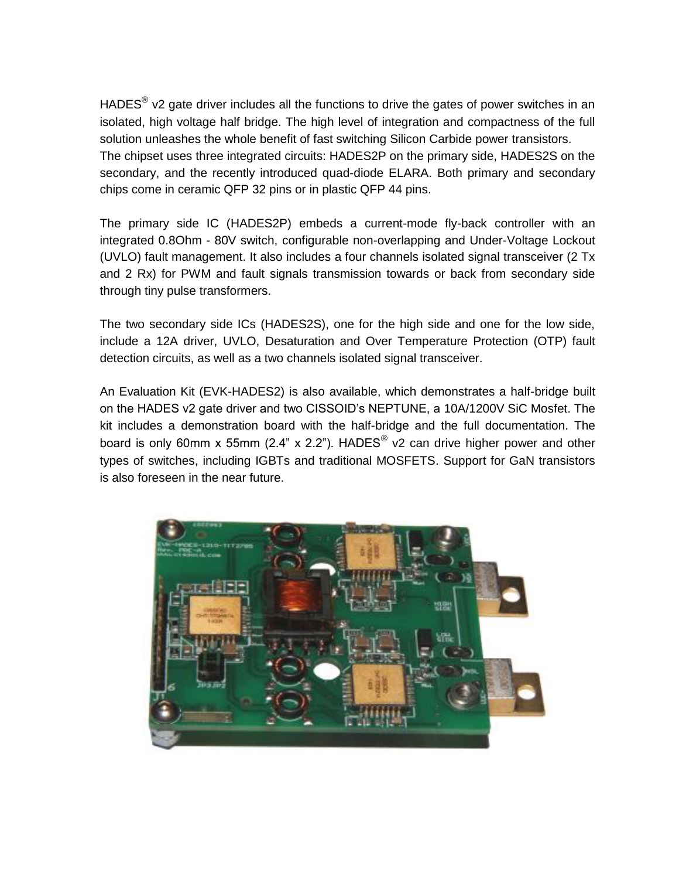HADES® v2 gate driver includes all the functions to drive the gates of power switches in an isolated, high voltage half bridge. The high level of integration and compactness of the full solution unleashes the whole benefit of fast switching Silicon Carbide power transistors. The chipset uses three integrated circuits: HADES2P on the primary side, HADES2S on the secondary, and the recently introduced quad-diode ELARA. Both primary and secondary chips come in ceramic QFP 32 pins or in plastic QFP 44 pins.

The primary side IC (HADES2P) embeds a current-mode fly-back controller with an integrated 0.8Ohm - 80V switch, configurable non-overlapping and Under-Voltage Lockout (UVLO) fault management. It also includes a four channels isolated signal transceiver (2 Tx and 2 Rx) for PWM and fault signals transmission towards or back from secondary side through tiny pulse transformers.

The two secondary side ICs (HADES2S), one for the high side and one for the low side, include a 12A driver, UVLO, Desaturation and Over Temperature Protection (OTP) fault detection circuits, as well as a two channels isolated signal transceiver.

An Evaluation Kit (EVK-HADES2) is also available, which demonstrates a half-bridge built on the HADES v2 gate driver and two CISSOID's NEPTUNE, a 10A/1200V SiC Mosfet. The kit includes a demonstration board with the half-bridge and the full documentation. The board is only 60mm x 55mm (2.4" x 2.2"). HADES® v2 can drive higher power and other types of switches, including IGBTs and traditional MOSFETS. Support for GaN transistors is also foreseen in the near future.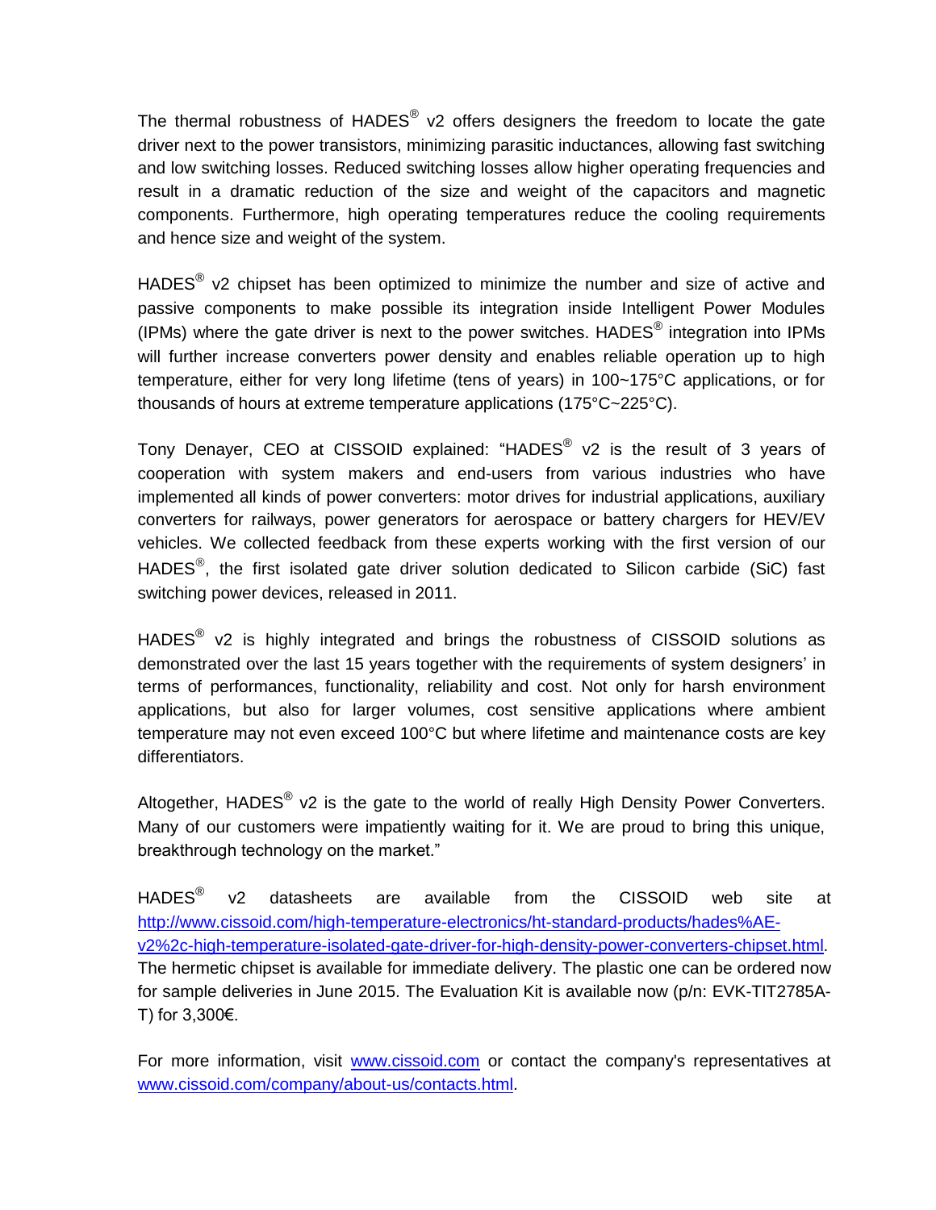The thermal robustness of HADES® v2 offers designers the freedom to locate the gate driver next to the power transistors, minimizing parasitic inductances, allowing fast switching and low switching losses. Reduced switching losses allow higher operating frequencies and result in a dramatic reduction of the size and weight of the capacitors and magnetic components. Furthermore, high operating temperatures reduce the cooling requirements and hence size and weight of the system.

HADES® v2 chipset has been optimized to minimize the number and size of active and passive components to make possible its integration inside Intelligent Power Modules (IPMs) where the gate driver is next to the power switches. HADES® integration into IPMs will further increase converters power density and enables reliable operation up to high temperature, either for very long lifetime (tens of years) in 100~175°C applications, or for thousands of hours at extreme temperature applications (175°C~225°C).

Tony Denayer, CEO at CISSOID explained: "HADES® v2 is the result of 3 years of cooperation with system makers and end-users from various industries who have implemented all kinds of power converters: motor drives for industrial applications, auxiliary converters for railways, power generators for aerospace or battery chargers for HEV/EV vehicles. We collected feedback from these experts working with the first version of our HADES®, the first isolated gate driver solution dedicated to Silicon carbide (SiC) fast switching power devices, released in 2011.

HADES® v2 is highly integrated and brings the robustness of CISSOID solutions as demonstrated over the last 15 years together with the requirements of system designers' in terms of performances, functionality, reliability and cost. Not only for harsh environment applications, but also for larger volumes, cost sensitive applications where ambient temperature may not even exceed 100°C but where lifetime and maintenance costs are key differentiators.

Altogether, HADES® v2 is the gate to the world of really High Density Power Converters. Many of our customers were impatiently waiting for it. We are proud to bring this unique, breakthrough technology on the market."

HADES® v2 datasheets are available from the CISSOID web site at http://www.cissoid.com/high-temperature-electronics/ht-standard-products/hades%AE-v2%2c-high-temperature-isolated-gate-driver-for-high-density-power-converters-chipset.html. The hermetic chipset is available for immediate delivery. The plastic one can be ordered now for sample deliveries in June 2015. The Evaluation Kit is available now (p/n: EVK-TIT2785A-T) for 3,300€.

For more information, visit www.cissoid.com or contact the company's representatives at www.cissoid.com/company/about-us/contacts.html.